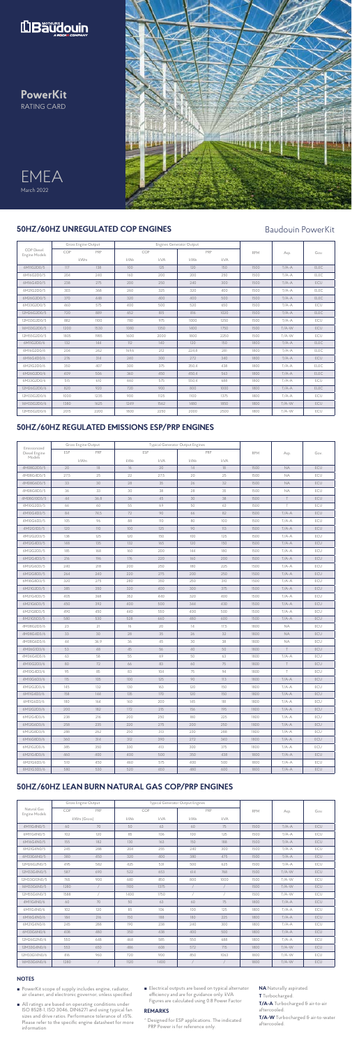# Baudouin

## PowerKit
RATING CARD

EMEA
March 2022

## 50HZ/60HZ UNREGULATED COP ENGINES

Baudouin PowerKit

| COP Diesel Engine Models | Gross Engine Output | | Engine Generator Output | | | | RPM | Asp. | Gov. |
|---|---|---|---|---|---|---|---|---|---|
| | COP | PRP | COP | | PRP | | | | |
| | kWm | | kWe | kVA | kWe | kVA | | | |
| 6M11G2D0/5 | 117 | 138 | 100 | 125 | 120 | 150 | 1500 | T/A-A | ELEC |
| 6M16G2D0/5 | 204 | 240 | 160 | 200 | 200 | 250 | 1500 | T/A-A | ELEC |
| 6M16G3D0/5 | 238 | 275 | 200 | 250 | 240 | 300 | 1500 | T/A-A | ELEC |
| 6M21G3D0/5 | 303 | 368 | 260 | 325 | 320 | 400 | 1500 | T/A-A | ELEC |
| 6M26G3D0/5 | 370 | 448 | 320 | 400 | 400 | 500 | 1500 | T/A-A | ELEC |
| 6M33G3D0/5 | 460 | 575 | 400 | 500 | 520 | 650 | 1500 | T/A-A | ECU |
| 12M26G3D0/5 | 720 | 869 | 652 | 815 | 816 | 1020 | 1500 | T/A-A | ELEC |
| 12M33G3D0/5 | 862 | 1100 | 780 | 975 | 1000 | 1250 | 1500 | T/A-A | ECU |
| 16M33G3D0/5 | 1200 | 1530 | 1080 | 1350 | 1400 | 1750 | 1500 | T/A-W | ECU |
| 12M55G3D0/5 | 1805 | 1985 | 1600 | 2000 | 1800 | 2250 | 1500 | T/A-W | ECU |
| 6M11G2D0/6 | 132 | 144 | 112 | 140 | 120 | 150 | 1800 | T/A-A | ELEC |
| 6M16G2D0/6 | 204 | 262 | 169.6 | 212 | 224.8 | 281 | 1800 | T/A-A | ELEC |
| 6M16G3D0/6 | 276 | 314 | 240 | 300 | 272 | 340 | 1800 | T/A-A | ECU |
| 6M21G3D0/6 | 350 | 407 | 300 | 375 | 350.4 | 438 | 1800 | T/A-A | ELEC |
| 6M26G3D0/6 | 409 | 506 | 360 | 450 | 450.4 | 563 | 1800 | T/A-A | ELEC |
| 6M33G3D0/6 | 515 | 610 | 460 | 575 | 550.4 | 688 | 1800 | T/A-A | ECU |
| 12M26G3D0/6 | 820 | 920 | 720 | 900 | 800 | 1000 | 1800 | T/A-A | ELEC |
| 12M33G3D0/6 | 1000 | 1235 | 900 | 1125 | 1100 | 1375 | 1800 | T/A-A | ECU |
| 16M33G3D0/6 | 1380 | 1625 | 1249 | 1562 | 1480 | 1850 | 1800 | T/A-W | ECU |
| 12M55G3D0/6 | 2015 | 2200 | 1800 | 2250 | 2000 | 2500 | 1800 | T/A-W | ECU |

## 50HZ/60HZ REGULATED EMISSIONS ESP/PRP ENGINES

| Emissionized Diesel Engine Models | Gross Engine Output | | Typical Generator Output Engines | | | | RPM | Asp. | Gov. |
|---|---|---|---|---|---|---|---|---|---|
| | ESP | PRP | ESP | | PRP | | | | |
| | kWm | | kWe | kVA | kWe | kVA | | | |
| 4M06G20D0/5 | 20 | 18 | 16 | 20 | 14 | 18 | 1500 | NA | ECU |
| 4M06G25D0/5 | 27.5 | 25 | 22 | 27.5 | 20 | 25 | 1500 | NA | ECU |
| 4M06G35D0/5 | 33 | 30 | 28 | 35 | 26 | 32 | 1500 | NA | ECU |
| 4M06G38D0/5 | 36 | 33 | 30 | 38 | 28 | 35 | 1500 | NA | ECU |
| 4M06G50D0/5 | 64 | 54.8 | 36 | 45 | 30 | 38 | 1500 | T | ECU |
| 4M10G50D0/5 | 66 | 60 | 55 | 69 | 50 | 62 | 1500 | T | ECU |
| 4M10G65D3/5 | 82 | 74.5 | 72 | 90 | 66 | 82 | 1500 | T/A-A | ECU |
| 4M10G90D3/5 | 105 | 96 | 88 | 110 | 80 | 100 | 1500 | T/A-A | ECU |
| 4M11G110D3/5 | 120 | 110 | 100 | 125 | 90 | 113 | 1500 | T/A-A | ECU |
| 4M11G120D3/5 | 138 | 125 | 120 | 150 | 100 | 125 | 1500 | T/A-A | ECU |
| 4M11G150D3/5 | 148 | 135 | 132 | 165 | 120 | 150 | 1500 | T/A-A | ECU |
| 6M11G200D3/5 | 185 | 168 | 160 | 200 | 144 | 180 | 1500 | T/A-A | ECU |
| 6M16G165D3/5 | 216 | 196 | 176 | 220 | 160 | 200 | 1500 | T/A-A | ECU |
| 6M16G180D3/5 | 240 | 218 | 200 | 250 | 180 | 225 | 1500 | T/A-A | ECU |
| 6M16G180D3/5 | 264 | 240 | 220 | 275 | 200 | 250 | 1500 | T/A-A | ECU |
| 6M16G180D3/5 | 320 | 275 | 280 | 350 | 250 | 313 | 1500 | T/A-A | ECU |
| 6M21G350D3/5 | 385 | 350 | 320 | 400 | 300 | 375 | 1500 | T/A-A | ECU |
| 6M21G450D3/5 | 405 | 368 | 352 | 440 | 320 | 400 | 1500 | T/A-A | ECU |
| 6M21G450D3/5 | 430 | 392 | 400 | 500 | 344 | 430 | 1500 | T/A-A | ECU |
| 6M33G500D3/5 | 490 | 492 | 440 | 550 | 400 | 500 | 1500 | T/A-A | ECU |
| 6M33G550D3/5 | 580 | 530 | 528 | 660 | 480 | 600 | 1500 | T/A-A | ECU |
| 4M06G20D3/6 | 23 | 21 | 16 | 20 | 14 | 17.5 | 1800 | NA | ECU |
| 4M06G25D3/6 | 33 | 30 | 28 | 35 | 26 | 33 | 1800 | NA | ECU |
| 4M06G40D3/6 | 44 | 36.9 | 36 | 45 | 30 | 38 | 1800 | NA | ECU |
| 4M06G50D3/6 | 53 | 48 | 45 | 56 | 40 | 50 | 1800 | T | ECU |
| 4M10G45D3/6 | 63 | 58 | 55 | 69 | 50 | 63 | 1800 | T/A-A | ECU |
| 4M10G50D3/6 | 80 | 73 | 66 | 83 | 60 | 75 | 1800 | T | ECU |
| 4M10G80D3/6 | 95 | 85 | 83 | 104 | 75 | 94 | 1800 | T | ECU |
| 4M11G90D3/6 | 115 | 105 | 100 | 125 | 90 | 113 | 1800 | T/A-A | ECU |
| 4M11G120D3/6 | 145 | 132 | 130 | 163 | 120 | 150 | 1800 | T/A-A | ECU |
| 4M11G140D3/6 | 158 | 144 | 135 | 170 | 120 | 150 | 1800 | T/A-A | ECU |
| 6M11G150D3/6 | 180 | 164 | 160 | 200 | 145 | 181 | 1800 | T/A-A | ECU |
| 6M16G200D3/6 | 200 | 182 | 172 | 215 | 156 | 195 | 1800 | T/A-A | ECU |
| 6M16G180D3/6 | 238 | 216 | 200 | 250 | 180 | 225 | 1800 | T/A-A | ECU |
| 6M16G250D3/6 | 258 | 235 | 220 | 275 | 200 | 250 | 1800 | T/A-A | ECU |
| 6M16G280D3/6 | 285 | 262 | 250 | 313 | 230 | 288 | 1800 | T/A-A | ECU |
| 6M16G300D3/6 | 360 | 314 | 312 | 390 | 272 | 340 | 1800 | T/A-A | ECU |
| 6M21G325D3/6 | 385 | 350 | 330 | 413 | 300 | 375 | 1800 | T/A-A | ECU |
| 6M21G400D3/6 | 460 | 400 | 400 | 500 | 350 | 438 | 1800 | T/A-A | ECU |
| 6M33G450D3/6 | 510 | 450 | 460 | 575 | 400 | 500 | 1800 | T/A-A | ECU |
| 6M33G550D3/6 | 590 | 530 | 520 | 650 | 480 | 600 | 1800 | T/A-A | ECU |

## 50HZ/60HZ LEAN BURN NATURAL GAS COP/PRP ENGINES

| Natural Gas Engine Models | Gross Engine Output | | Typical Generator Output Engines | | | | RPM | Asp. | Gov. |
|---|---|---|---|---|---|---|---|---|---|
| | COP | PRP | COP | | PRP | | | | |
| | kWm (Gross) | | kWe | kVA | kWe | kVA | | | |
| 4M11G4NG/5 | 60 | 70 | 50 | 63 | 60 | 75 | 1500 | T/A-A | ECU |
| 6M11G4NG/5 | 102 | 120 | 85 | 106 | 100 | 125 | 1500 | T/A-A | ECU |
| 6M16G4NG/5 | 155 | 182 | 130 | 163 | 150 | 188 | 1500 | T/A-A | ECU |
| 6M21G4NG/5 | 245 | 288 | 204 | 255 | 240 | 300 | 1500 | T/A-A | ECU |
| 6M33G4NG/5 | 360 | 450 | 320 | 400 | 380 | 475 | 1500 | T/A-A | ECU |
| 12M26G4NG/5 | 495 | 582 | 425 | 531 | 500 | 625 | 1500 | T/A-A | ECU |
| 12M33G4NG/5 | 587 | 690 | 522 | 653 | 614 | 768 | 1500 | T/A-W | ECU |
| 12M33G5NG/5 | 765 | 900 | 680 | 850 | 800 | 1000 | 1500 | T/A-W | ECU |
| 16M33G4NG/5 | 1280 | / | 1100 | 1375 | / | / | 1500 | T/A-W | ECU |
| 12M55G4NG/5 | 1588 | / | 1400 | 1750 | / | / | 1500 | T/A-W | ECU |
| 4M11G4NG/6 | 60 | 70 | 50 | 63 | 60 | 75 | 1800 | T/A-A | ECU |
| 6M11G4NG/6 | 102 | 120 | 85 | 106 | 100 | 125 | 1800 | T/A-A | ECU |
| 6M16G4NG/6 | 184 | 216 | 150 | 188 | 180 | 225 | 1800 | T/A-A | ECU |
| 6M21G4NG/6 | 245 | 288 | 190 | 238 | 240 | 300 | 1800 | T/A-A | ECU |
| 6M33G4NG/6 | 408 | 480 | 350 | 438 | 400 | 500 | 1800 | T/A-A | ECU |
| 12M26G4NG/6 | 550 | 648 | 468 | 585 | 550 | 688 | 1800 | T/A-A | ECU |
| 12M33G4NG/6 | 653 | 690 | 486 | 608 | 572 | 715 | 1800 | T/A-W | ECU |
| 12M33G5NG/6 | 816 | 960 | 720 | 900 | 850 | 1063 | 1800 | T/A-W | ECU |
| 16M33G4NG/6 | 1280 | / | 1120 | 1400 | / | / | 1800 | T/A-W | ECU |

## NOTES

- PowerKit scope of supply includes engine, radiator, air cleaner, and electronic governor, unless specified
- All ratings are based on operating conditions under ISO 8528-1, ISO 3046, DIN6271 and using typical fan sizes and drive ratios. Performance tolerance of ±5%. Please refer to the specific engine datasheet for more information
- Electrical outputs are based on typical alternator efficiency and are for guidance only. kVA Figures are calculated using 0.8 Power Factor

## REMARKS

^ Designed for ESP applications. The indicated PRP Power is for reference only.

**NA** Naturally aspirated.

**T** Turbocharged.

**T/A-A** Turbocharged & air-to-air aftercooled.

**T/A-W** Turbocharged & air-to-water aftercooled.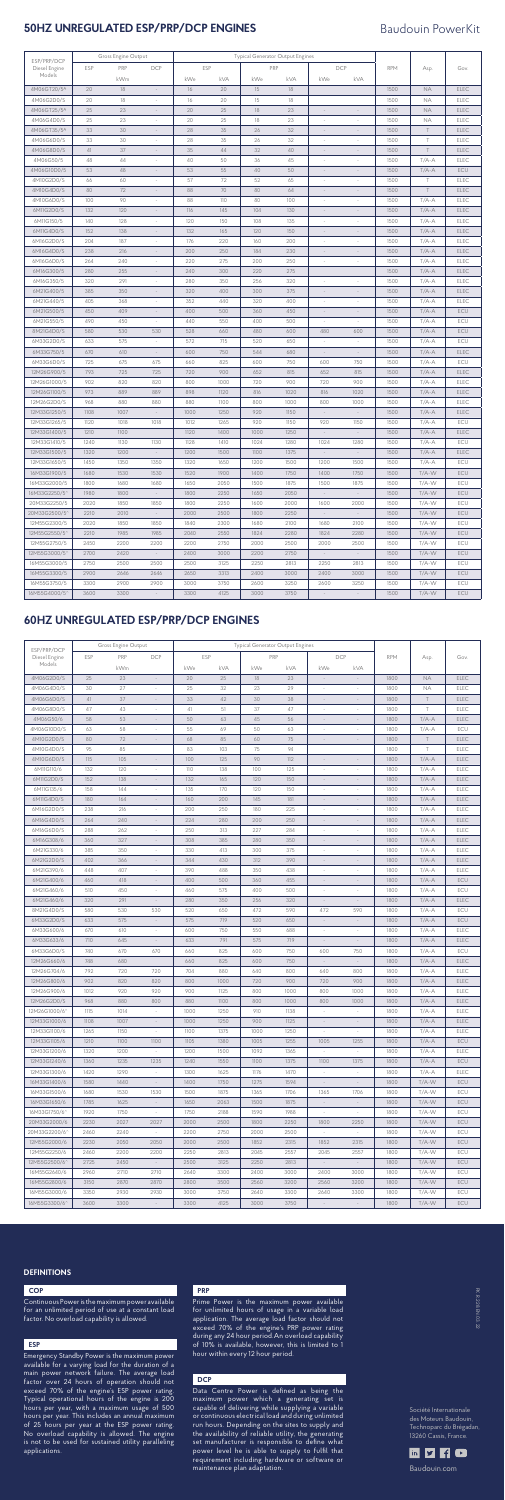## 50HZ UNREGULATED ESP/PRP/DCP ENGINES

Baudouin PowerKit

| ESP/PRP/DCP Diesel Engine Models | Gross Engine Output | | | Typical Generator Output Engines | | | | | | RPM | Asp. | Gov. |
|---|---|---|---|---|---|---|---|---|---|---|---|---|
| | ESP | PRP | DCP | ESP | | PRP | | DCP | | | | |
| | kWm | | | kWe | kVA | kWe | kVA | kWe | kVA | | | |
| 4M06G20/5 | 20 | 18 | - | 16 | 20 | 15 | 18 | - | - | 1500 | NA | ELEC |
| 4M06G20D/5 | 20 | 18 | - | 16 | 20 | 15 | 18 | - | - | 1500 | NA | ELEC |
| 4M06G25/5* | 25 | 23 | - | 20 | 25 | 18 | 23 | - | - | 1500 | NA | ELEC |
| 4M06G25D/5 | 25 | 23 | - | 20 | 25 | 18 | 23 | - | - | 1500 | NA | ELEC |
| 4M06G35/5* | 33 | 30 | - | 28 | 35 | 26 | 32 | - | - | 1500 | T | ELEC |
| 4M06G35D/5 | 33 | 30 | - | 28 | 35 | 26 | 32 | - | - | 1500 | T | ELEC |
| 4M06G50D/5 | 41 | 37 | - | 35 | 44 | 32 | 40 | - | - | 1500 | T | ELEC |
| 4M06G50/5 | 48 | 44 | - | 40 | 50 | 36 | 45 | - | - | 1500 | T/A-A | ELEC |
| 4M10G70D/5 | 53 | 48 | - | 53 | 55 | 40 | 50 | - | - | 1500 | T/A-A | ECU |
| 4M10G60D/5 | 66 | 60 | - | 57 | 72 | 52 | 65 | - | - | 1500 | T | ELEC |
| 4M10G80D/5 | 80 | 72 | - | 68 | 70 | 60 | 64 | - | - | 1500 | T | ELEC |
| 4M10G80D/5 | 100 | 90 | - | 88 | 110 | 80 | 100 | - | - | 1500 | T/A-A | ELEC |
| 6M11G125/5 | 133 | 120 | - | 115 | 143 | 104 | 130 | - | - | 1500 | T/A-A | ELEC |
| 6M11G150/5 | 140 | 128 | - | 120 | 150 | 108 | 135 | - | - | 1500 | T/A-A | ELEC |
| 6M11G180/5 | 152 | 138 | - | 132 | 165 | 120 | 150 | - | - | 1500 | T/A-A | ELEC |
| 6M16G220/5 | 204 | 187 | - | 176 | 220 | 160 | 200 | - | - | 1500 | T/A-A | ELEC |
| 6M16G250/5 | 228 | 216 | - | 200 | 250 | 184 | 230 | - | - | 1500 | T/A-A | ELEC |
| 6M16G275/5 | 264 | 240 | - | 220 | 275 | 200 | 250 | - | - | 1500 | T/A-A | ELEC |
| 6M16G300/5 | 280 | 255 | - | 240 | 300 | 220 | 275 | - | - | 1500 | T/A-A | ELEC |
| 6M16G350/5 | 320 | 290 | - | 280 | 350 | 256 | 320 | - | - | 1500 | T/A-A | ELEC |
| 6M21G400/5 | 385 | 350 | - | 320 | 400 | 300 | 375 | - | - | 1500 | T/A-A | ELEC |
| 6M21G440/5 | 405 | 368 | - | 352 | 440 | 320 | 400 | - | - | 1500 | T/A-A | ELEC |
| 6M21G500/5 | 450 | 409 | - | 400 | 500 | 360 | 450 | - | - | 1500 | T/A-A | ECU |
| 6M33G550/5 | 490 | 450 | - | 440 | 550 | 400 | 500 | - | - | 1500 | T/A-A | ECU |
| 8M21G600/5 | 580 | 530 | 530 | 528 | 660 | 480 | 600 | 480 | 600 | 1500 | T/A-A | ECU |
| 6M33G700/5 | 633 | 575 | - | 572 | 715 | 520 | 650 | - | - | 1500 | T/A-A | ECU |
| 6M33G750/5 | 670 | 610 | - | 600 | 750 | 544 | 680 | - | - | 1500 | T/A-A | ECU |
| 6M33G825/5 | 725 | 675 | 675 | 660 | 825 | 600 | 750 | 600 | 750 | 1500 | T/A-A | ECU |
| 12M26G900/5 | 795 | 725 | 725 | 720 | 900 | 652 | 815 | 652 | 815 | 1500 | T/A-A | ELEC |
| 12M26G1000/5 | 902 | 820 | 820 | 800 | 1000 | 720 | 900 | 720 | 900 | 1500 | T/A-A | ELEC |
| 12M33G1100/5 | 973 | 889 | 889 | 898 | 1123 | 816 | 1020 | 816 | 1020 | 1500 | T/A-A | ELEC |
| 12M26G1250/5 | 968 | 880 | 880 | 880 | 1100 | 800 | 1000 | 800 | 1000 | 1500 | T/A-A | ELEC |
| 12M33G1250/5 | 1108 | 1007 | - | 1000 | 1250 | 920 | 1150 | - | - | 1500 | T/A-A | ELEC |
| 12M33G1265/5 | 1120 | 1018 | 1018 | 1012 | 1265 | 920 | 1150 | 920 | 1150 | 1500 | T/A-A | ECU |
| 12M33G1400/5 | 1270 | 1155 | - | 1120 | 1400 | 1000 | 1250 | - | - | 1500 | T/A-A | ELEC |
| 12M33G1410/5 | 1240 | 1130 | 1130 | 1128 | 1410 | 1024 | 1280 | 1024 | 1280 | 1500 | T/A-A | ECU |
| 12M33G1500/5 | 1320 | 1200 | - | 1200 | 1500 | 1100 | 1375 | - | - | 1500 | T/A-A | ELEC |
| 12M33G1650/5 | 1450 | 1350 | 1350 | 1320 | 1650 | 1200 | 1500 | 1200 | 1500 | 1500 | T/A-A | ELEC |
| 16M33G1900/5 | 1680 | 1530 | 1530 | 1520 | 1900 | 1400 | 1750 | 1400 | 1750 | 1500 | T/A-W | ECU |
| 16M33G2000/5 | 1800 | 1680 | 1680 | 1650 | 2050 | 1500 | 1875 | 1500 | 1875 | 1500 | T/A-W | ECU |
| 16M33G2250/5 | 1980 | 1800 | - | 1800 | 2250 | 1680 | 2050 | - | - | 1500 | T/A-W | ECU |
| 20M33G2250/5 | 2020 | 1850 | 1850 | 1800 | 2250 | 1600 | 2000 | 1600 | 2000 | 1500 | T/A-W | ECU |
| 20M33G2500/5 | 2210 | 2010 | - | 2000 | 2500 | 1800 | 2250 | - | - | 1500 | T/A-W | ECU |
| 12M55G2300/5 | 2020 | 1850 | 1850 | 1840 | 2300 | 1680 | 2100 | 1680 | 2100 | 1500 | T/A-W | ECU |
| 12M55G2500/5 | 2210 | 1985 | 1985 | 2040 | 2550 | 1824 | 2280 | 1824 | 2280 | 1500 | T/A-W | ECU |
| 12M55G2750/5 | 2450 | 2200 | 2200 | 2200 | 2750 | 2000 | 2500 | 2000 | 2500 | 1500 | T/A-W | ECU |
| 12M55G3000/5 | 2700 | 2420 | - | 2400 | 3000 | 2200 | 2750 | - | - | 1500 | T/A-W | ECU |
| 16M55G3000/5 | 2750 | 2500 | 2500 | 2500 | 3125 | 2250 | 2813 | 2250 | 2813 | 1500 | T/A-W | ECU |
| 16M55G3300/5 | 2930 | 2646 | 2646 | 2650 | 3310 | 2400 | 3000 | 2400 | 3000 | 1500 | T/A-W | ECU |
| 16M55G3750/5 | 3300 | 2900 | 2900 | 3000 | 3750 | 2600 | 3250 | 2600 | 3250 | 1500 | T/A-W | ECU |
| 16M55G4000/5 | 3600 | 3300 | - | 3300 | 4125 | 3000 | 3750 | - | - | 1500 | T/A-W | ECU |

## 60HZ UNREGULATED ESP/PRP/DCP ENGINES

| ESP/PRP/DCP Diesel Engine Models | Gross Engine Output | | | Typical Generator Output Engines | | | | | | RPM | Asp. | Gov. |
|---|---|---|---|---|---|---|---|---|---|---|---|---|
| | ESP | PRP | DCP | ESP | | PRP | | DCP | | | | |
| | kWm | | | kWe | kVA | kWe | kVA | kWe | kVA | | | |
| 4M06G20D/5 | 25 | 23 | - | 20 | 25 | 18 | 23 | - | - | 1800 | NA | ELEC |
| 4M06G40D/5 | 30 | 27 | - | 25 | 32 | 23 | 29 | - | - | 1800 | NA | ELEC |
| 4M06G50D/5 | 41 | 37 | - | 33 | 42 | 30 | 38 | - | - | 1800 | T | ELEC |
| 4M06G60D/5 | 47 | 43 | - | 41 | 51 | 37 | 47 | - | - | 1800 | T | ELEC |
| 4M06G63/6 | 58 | 53 | - | 50 | 63 | 45 | 56 | - | - | 1800 | T/A-A | ELEC |
| 4M06G63D/6 | 63 | 58 | - | 55 | 69 | 50 | 63 | - | - | 1800 | T/A-A | ECU |
| 4M10G60D/6 | 80 | 73 | - | 68 | 85 | 60 | 75 | - | - | 1800 | T | ELEC |
| 4M10G45D/6 | 95 | 85 | - | 83 | 103 | 75 | 94 | - | - | 1800 | T | ELEC |
| 4M10G60D/6 | 115 | 105 | - | 100 | 125 | 90 | 112 | - | - | 1800 | T/A-A | ELEC |
| 6M11G110/6 | 132 | 120 | - | 110 | 138 | 100 | 125 | - | - | 1800 | T/A-A | ELEC |
| 6M11G120D/6 | 152 | 138 | - | 132 | 165 | 120 | 150 | - | - | 1800 | T/A-A | ELEC |
| 6M11G135/6 | 156 | 144 | - | 135 | 170 | 120 | 150 | - | - | 1800 | T/A-A | ELEC |
| 6M11G180D/6 | 180 | 164 | - | 160 | 200 | 145 | 181 | - | - | 1800 | T/A-A | ELEC |
| 6M16G220D/6 | 238 | 216 | - | 200 | 250 | 180 | 225 | - | - | 1800 | T/A-A | ELEC |
| 6M16G240D/6 | 264 | 240 | - | 224 | 280 | 200 | 250 | - | - | 1800 | T/A-A | ELEC |
| 6M16G260D/6 | 288 | 262 | - | 250 | 313 | 227 | 284 | - | - | 1800 | T/A-A | ELEC |
| 6M16G300D/6 | 350 | 327 | - | 308 | 385 | 280 | 350 | - | - | 1800 | T/A-A | ELEC |
| 6M21G330/6 | 385 | 350 | - | 330 | 413 | 300 | 375 | - | - | 1800 | T/A-A | ELEC |
| 6M21G320D/6 | 403 | 366 | - | 344 | 430 | 313 | 390 | - | - | 1800 | T/A-A | ELEC |
| 6M21G390/6 | 448 | 407 | - | 390 | 488 | 350 | 438 | - | - | 1800 | T/A-A | ELEC |
| 6M21G410D/6 | 460 | 418 | - | 400 | 500 | 360 | 455 | - | - | 1800 | T/A-A | ECU |
| 6M21G460/6 | 510 | 450 | - | 460 | 575 | 400 | 500 | - | - | 1800 | T/A-A | ECU |
| 6M21G460/6 | 320 | 291 | - | 280 | 350 | 256 | 320 | - | - | 1800 | T/A-A | ELEC |
| 8M21G520D/6 | 580 | 530 | 530 | 520 | 650 | 472 | 590 | 472 | 590 | 1800 | T/A-A | ECU |
| 6M33G520D/6 | 633 | 575 | - | 575 | 719 | 520 | 650 | - | - | 1800 | T/A-A | ECU |
| 6M33G600/6 | 670 | 610 | - | 600 | 750 | 550 | 688 | - | - | 1800 | T/A-A | ECU |
| 6M33G633/6 | 715 | 645 | - | 633 | 791 | 575 | 719 | - | - | 1800 | T/A-A | ECU |
| 6M33G660/6 | 780 | 670 | 670 | 660 | 825 | 600 | 750 | 600 | 750 | 1800 | T/A-A | ECU |
| 12M26G660/6 | 785 | 680 | - | 660 | 825 | 600 | 750 | - | - | 1800 | T/A-A | ELEC |
| 12M26G704/6 | 792 | 720 | 720 | 704 | 880 | 640 | 800 | 640 | 800 | 1800 | T/A-A | ELEC |
| 12M26G800/6 | 902 | 820 | 820 | 800 | 1000 | 720 | 900 | 720 | 900 | 1800 | T/A-A | ELEC |
| 12M26G900/6 | 1012 | 920 | 920 | 900 | 1125 | 800 | 1000 | 800 | 1000 | 1800 | T/A-A | ELEC |
| 12M26G1000/6 | 968 | 880 | 800 | 880 | 1100 | 800 | 1000 | 800 | 1000 | 1800 | T/A-A | ELEC |
| 12M26G1000/6 | 1115 | 1014 | - | 1000 | 1250 | 910 | 1138 | - | - | 1800 | T/A-A | ELEC |
| 12M33G1000/6 | 1108 | 1007 | - | 1000 | 1250 | 900 | 1125 | - | - | 1800 | T/A-A | ELEC |
| 12M33G1100/6 | 1265 | 1150 | - | 1100 | 1375 | 1000 | 1250 | - | - | 1800 | T/A-A | ELEC |
| 12M33G1105/6 | 1210 | 1100 | 1100 | 1105 | 1380 | 1005 | 1255 | 1005 | 1255 | 1800 | T/A-A | ECU |
| 12M33G1200/6 | 1320 | 1200 | - | 1200 | 1500 | 1092 | 1365 | - | - | 1800 | T/A-A | ELEC |
| 12M33G1240/6 | 1360 | 1235 | 1235 | 1240 | 1550 | 1100 | 1375 | 1100 | 1375 | 1800 | T/A-A | ECU |
| 12M33G1300/6 | 1420 | 1290 | - | 1300 | 1625 | 1176 | 1470 | - | - | 1800 | T/A-A | ELEC |
| 16M33G1400/6 | 1580 | 1440 | - | 1400 | 1750 | 1275 | 1594 | - | - | 1800 | T/A-W | ECU |
| 16M33G1500/6 | 1680 | 1530 | 1530 | 1500 | 1875 | 1365 | 1706 | 1365 | 1706 | 1800 | T/A-W | ECU |
| 16M33G1650/6 | 1789 | 1625 | - | 1650 | 2063 | 1500 | 1875 | - | - | 1800 | T/A-W | ECU |
| 16M33G1750/6 | 1925 | 1750 | - | 1750 | 2188 | 1590 | 1988 | - | - | 1800 | T/A-W | ECU |
| 20M33G2000/6 | 2230 | 2027 | 2027 | 2000 | 2500 | 1800 | 2250 | 1800 | 2250 | 1800 | T/A-W | ECU |
| 20M33G2200/6 | 2460 | 2240 | - | 2200 | 2750 | 2000 | 2500 | - | - | 1800 | T/A-W | ECU |
| 12M55G2000/6 | 2230 | 2050 | 2050 | 2000 | 2500 | 1852 | 2315 | 1852 | 2315 | 1800 | T/A-W | ECU |
| 12M55G2250/6 | 2460 | 2200 | 2200 | 2250 | 2813 | 2045 | 2557 | 2045 | 2557 | 1800 | T/A-W | ECU |
| 12M55G2500/6 | 2725 | 2480 | - | 2500 | 3125 | 2250 | 2813 | - | - | 1800 | T/A-W | ECU |
| 16M55G2600/6 | 2960 | 2710 | 2710 | 2680 | 3350 | 2400 | 3000 | 2400 | 3000 | 1800 | T/A-W | ECU |
| 16M55G2800/6 | 3150 | 2870 | 2870 | 2800 | 3500 | 2560 | 3200 | 2560 | 3200 | 1800 | T/A-W | ECU |
| 16M55G3000/6 | 3350 | 2930 | 2930 | 3000 | 3750 | 2640 | 3300 | 2640 | 3300 | 1800 | T/A-W | ECU |
| 16M55G3300/6 | 3600 | 3300 | - | 3300 | 4125 | 3000 | 3750 | - | - | 1800 | T/A-W | ECU |

### DEFINITIONS

**COP**

Continuous Power is the maximum power available for an unlimited period of use at a constant load factor. No overload capability is allowed.

**ESP**

Emergency Standby Power is the maximum power available for a varying load for the duration of a main power network failure. The average load factor over 24 hours of operation should not exceed 70% of the engine's ESP power rating. Typical operational hours of the engine is 200 hours per year, with a maximum usage of 500 hours per year. This includes an annual maximum of 25 hours per year at the ESP power rating. No overload capability is allowed. The engine is not to be used for sustained utility paralleling applications.

**PRP**

Prime Power is the maximum power available for unlimited hours of usage in a variable load application. The average load factor should not exceed 70% of the engine's PRP power rating during any 24 hour period. An overload capability of 10% is available, however, this is limited to 1 hour within every 12 hour period.

**DCP**

Data Centre Power is defined as being the maximum power which a generating set is capable of delivering while supplying a variable or continuous electrical load and during unlimited run hours. Depending on the sites to supply and the availability of reliable utility, the generating set manufacturer is responsible to define what power level he is able to supply to fulfil that requirement including hardware or software or maintenance plan adaptation.

Société Internationale des Moteurs Baudouin, Technoparc du Brégadan, 13260 Cassis, France

Baudouin.com